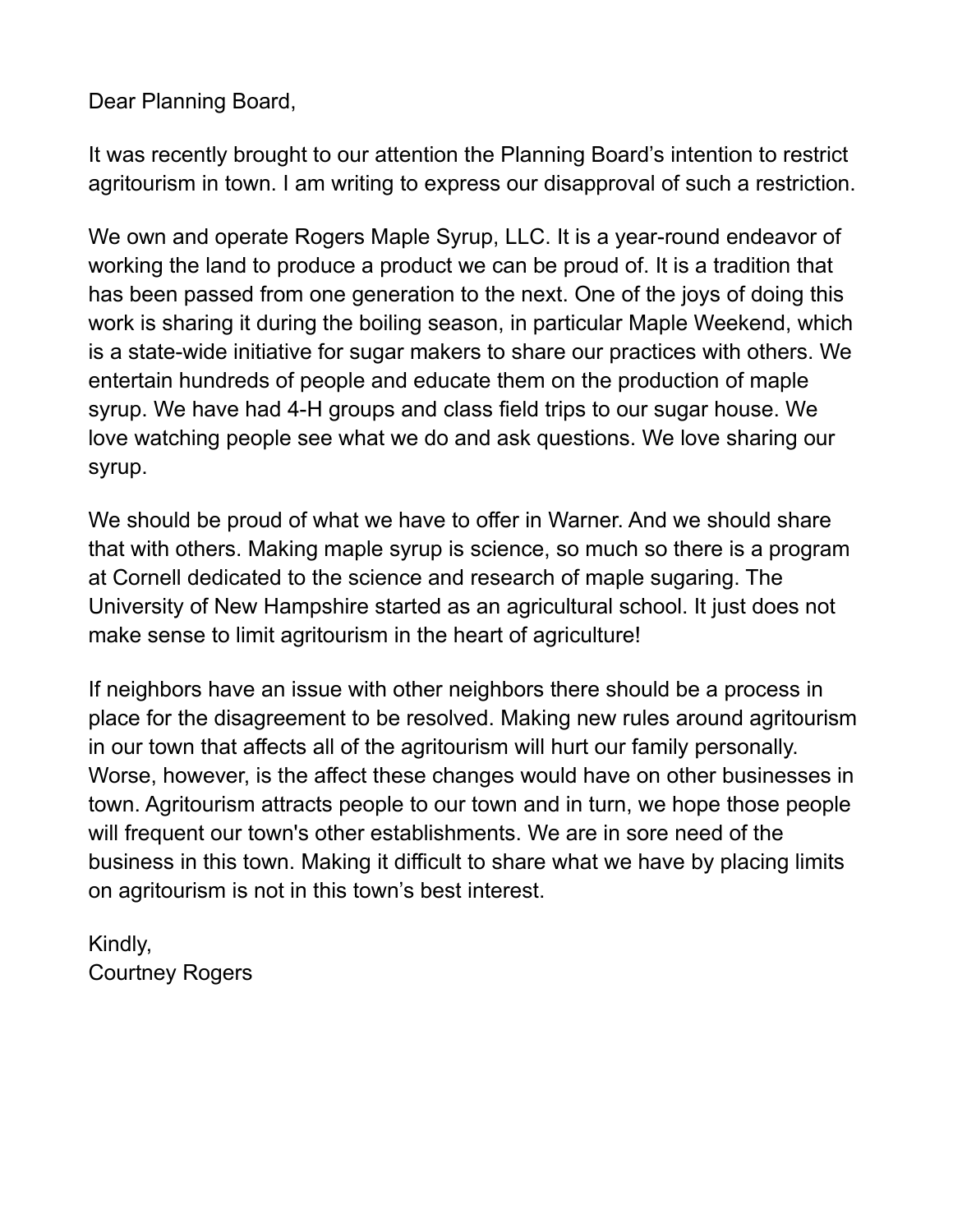Dear Planning Board,

It was recently brought to our attention the Planning Board's intention to restrict agritourism in town. I am writing to express our disapproval of such a restriction.

We own and operate Rogers Maple Syrup, LLC. It is a year-round endeavor of working the land to produce a product we can be proud of. It is a tradition that has been passed from one generation to the next. One of the joys of doing this work is sharing it during the boiling season, in particular Maple Weekend, which is a state-wide initiative for sugar makers to share our practices with others. We entertain hundreds of people and educate them on the production of maple syrup. We have had 4-H groups and class field trips to our sugar house. We love watching people see what we do and ask questions. We love sharing our syrup.

We should be proud of what we have to offer in Warner. And we should share that with others. Making maple syrup is science, so much so there is a program at Cornell dedicated to the science and research of maple sugaring. The University of New Hampshire started as an agricultural school. It just does not make sense to limit agritourism in the heart of agriculture!

If neighbors have an issue with other neighbors there should be a process in place for the disagreement to be resolved. Making new rules around agritourism in our town that affects all of the agritourism will hurt our family personally. Worse, however, is the affect these changes would have on other businesses in town. Agritourism attracts people to our town and in turn, we hope those people will frequent our town's other establishments. We are in sore need of the business in this town. Making it difficult to share what we have by placing limits on agritourism is not in this town's best interest.

Kindly,
Courtney Rogers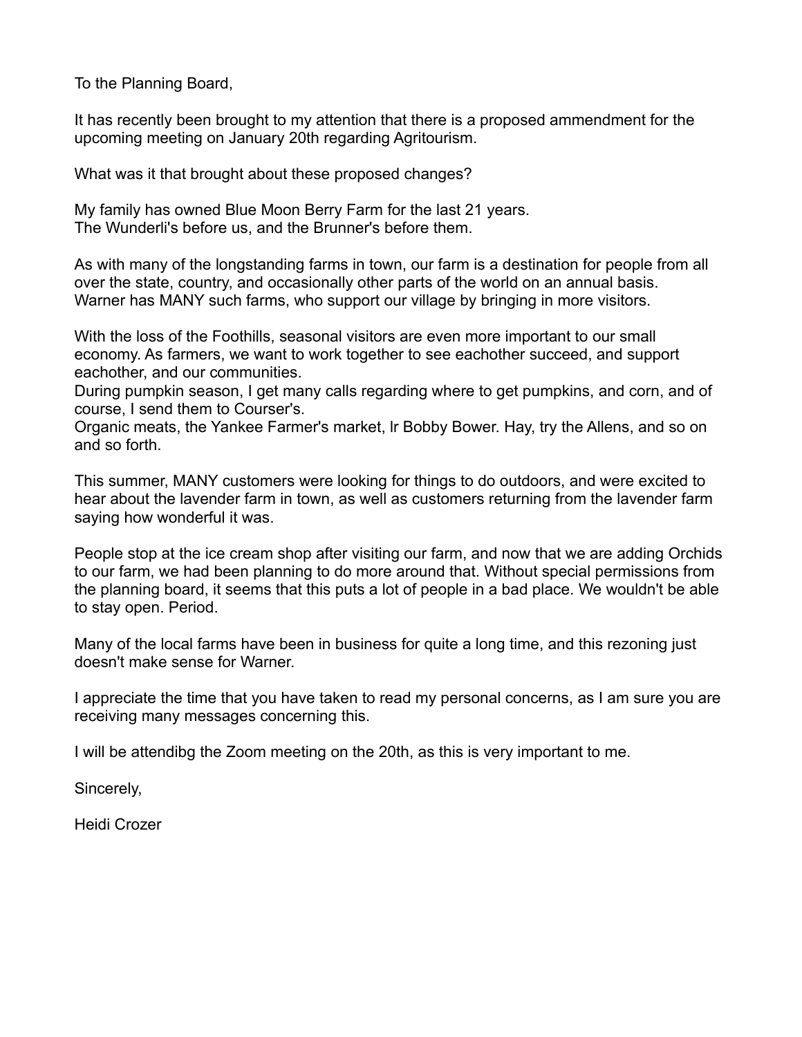To the Planning Board,

It has recently been brought to my attention that there is a proposed ammendment for the upcoming meeting on January 20th regarding Agritourism.

What was it that brought about these proposed changes?

My family has owned Blue Moon Berry Farm for the last 21 years.
The Wunderli's before us, and the Brunner's before them.

As with many of the longstanding farms in town, our farm is a destination for people from all over the state, country, and occasionally other parts of the world on an annual basis. Warner has MANY such farms, who support our village by bringing in more visitors.

With the loss of the Foothills, seasonal visitors are even more important to our small economy. As farmers, we want to work together to see eachother succeed, and support eachother, and our communities.
During pumpkin season, I get many calls regarding where to get pumpkins, and corn, and of course, I send them to Courser's.
Organic meats, the Yankee Farmer's market, lr Bobby Bower. Hay, try the Allens, and so on and so forth.

This summer, MANY customers were looking for things to do outdoors, and were excited to hear about the lavender farm in town, as well as customers returning from the lavender farm saying how wonderful it was.

People stop at the ice cream shop after visiting our farm, and now that we are adding Orchids to our farm, we had been planning to do more around that. Without special permissions from the planning board, it seems that this puts a lot of people in a bad place. We wouldn't be able to stay open. Period.

Many of the local farms have been in business for quite a long time, and this rezoning just doesn't make sense for Warner.

I appreciate the time that you have taken to read my personal concerns, as I am sure you are receiving many messages concerning this.

I will be attendibg the Zoom meeting on the 20th, as this is very important to me.

Sincerely,

Heidi Crozer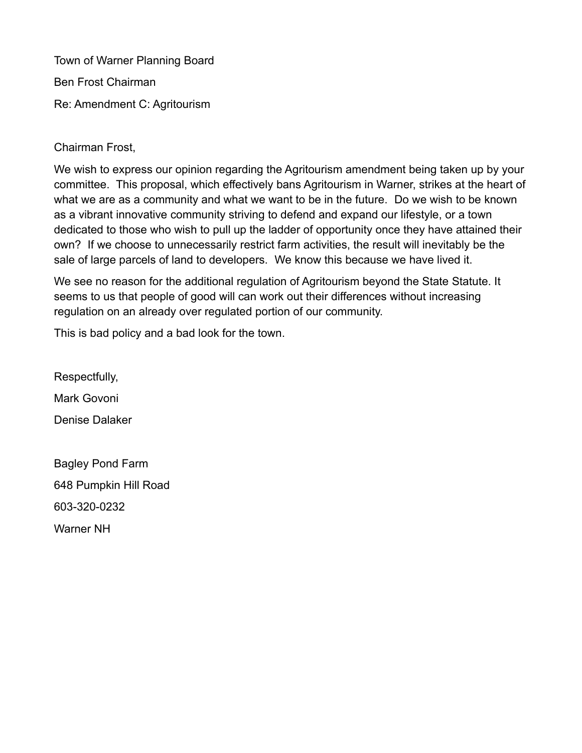Town of Warner Planning Board

Ben Frost Chairman

Re: Amendment C: Agritourism

Chairman Frost,

We wish to express our opinion regarding the Agritourism amendment being taken up by your committee. This proposal, which effectively bans Agritourism in Warner, strikes at the heart of what we are as a community and what we want to be in the future. Do we wish to be known as a vibrant innovative community striving to defend and expand our lifestyle, or a town dedicated to those who wish to pull up the ladder of opportunity once they have attained their own? If we choose to unnecessarily restrict farm activities, the result will inevitably be the sale of large parcels of land to developers. We know this because we have lived it.

We see no reason for the additional regulation of Agritourism beyond the State Statute. It seems to us that people of good will can work out their differences without increasing regulation on an already over regulated portion of our community.

This is bad policy and a bad look for the town.

Respectfully,

Mark Govoni

Denise Dalaker

Bagley Pond Farm

648 Pumpkin Hill Road

603-320-0232

Warner NH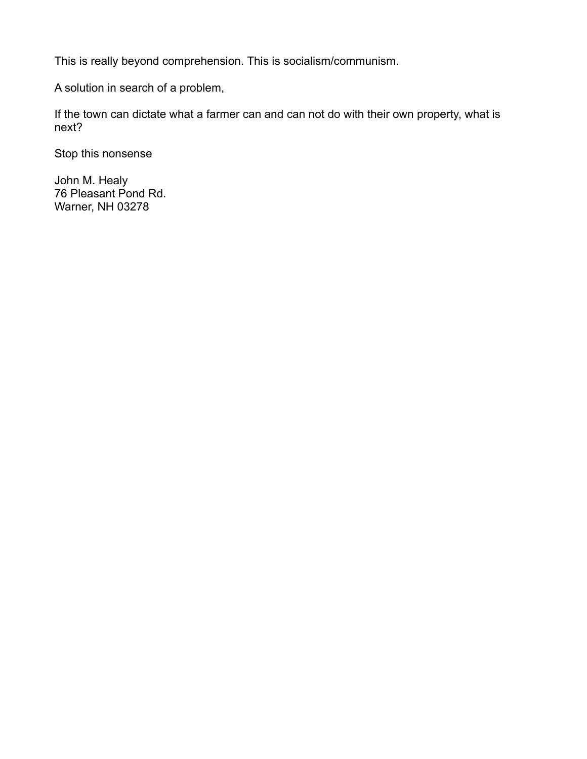This is really beyond comprehension. This is socialism/communism.

A solution in search of a problem,

If the town can dictate what a farmer can and can not do with their own property, what is next?

Stop this nonsense

John M. Healy  
76 Pleasant Pond Rd.  
Warner, NH 03278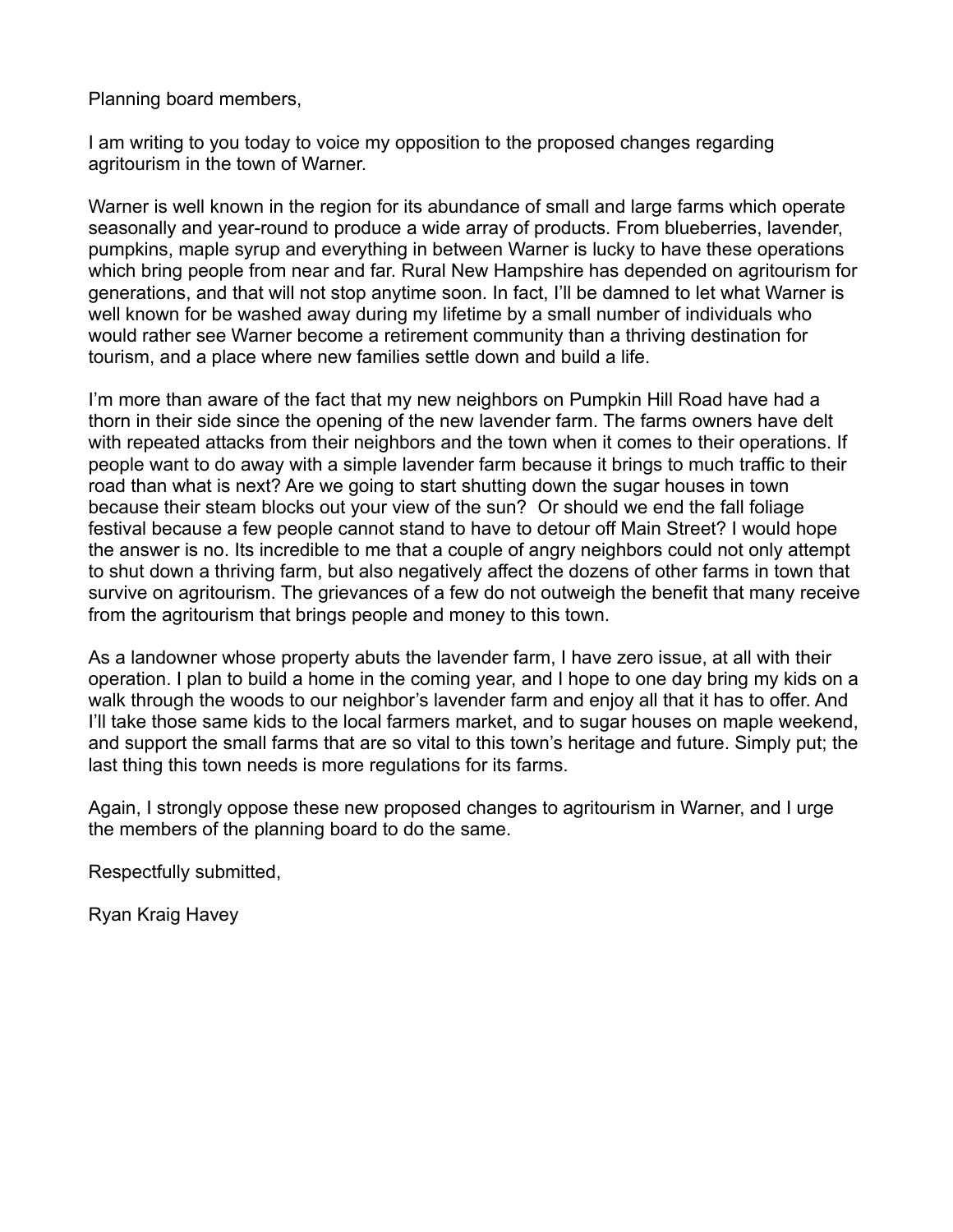Planning board members,

I am writing to you today to voice my opposition to the proposed changes regarding agritourism in the town of Warner.

Warner is well known in the region for its abundance of small and large farms which operate seasonally and year-round to produce a wide array of products. From blueberries, lavender, pumpkins, maple syrup and everything in between Warner is lucky to have these operations which bring people from near and far. Rural New Hampshire has depended on agritourism for generations, and that will not stop anytime soon. In fact, I'll be damned to let what Warner is well known for be washed away during my lifetime by a small number of individuals who would rather see Warner become a retirement community than a thriving destination for tourism, and a place where new families settle down and build a life.

I'm more than aware of the fact that my new neighbors on Pumpkin Hill Road have had a thorn in their side since the opening of the new lavender farm. The farms owners have delt with repeated attacks from their neighbors and the town when it comes to their operations. If people want to do away with a simple lavender farm because it brings to much traffic to their road than what is next? Are we going to start shutting down the sugar houses in town because their steam blocks out your view of the sun? Or should we end the fall foliage festival because a few people cannot stand to have to detour off Main Street? I would hope the answer is no. Its incredible to me that a couple of angry neighbors could not only attempt to shut down a thriving farm, but also negatively affect the dozens of other farms in town that survive on agritourism. The grievances of a few do not outweigh the benefit that many receive from the agritourism that brings people and money to this town.

As a landowner whose property abuts the lavender farm, I have zero issue, at all with their operation. I plan to build a home in the coming year, and I hope to one day bring my kids on a walk through the woods to our neighbor's lavender farm and enjoy all that it has to offer. And I'll take those same kids to the local farmers market, and to sugar houses on maple weekend, and support the small farms that are so vital to this town's heritage and future. Simply put; the last thing this town needs is more regulations for its farms.

Again, I strongly oppose these new proposed changes to agritourism in Warner, and I urge the members of the planning board to do the same.

Respectfully submitted,

Ryan Kraig Havey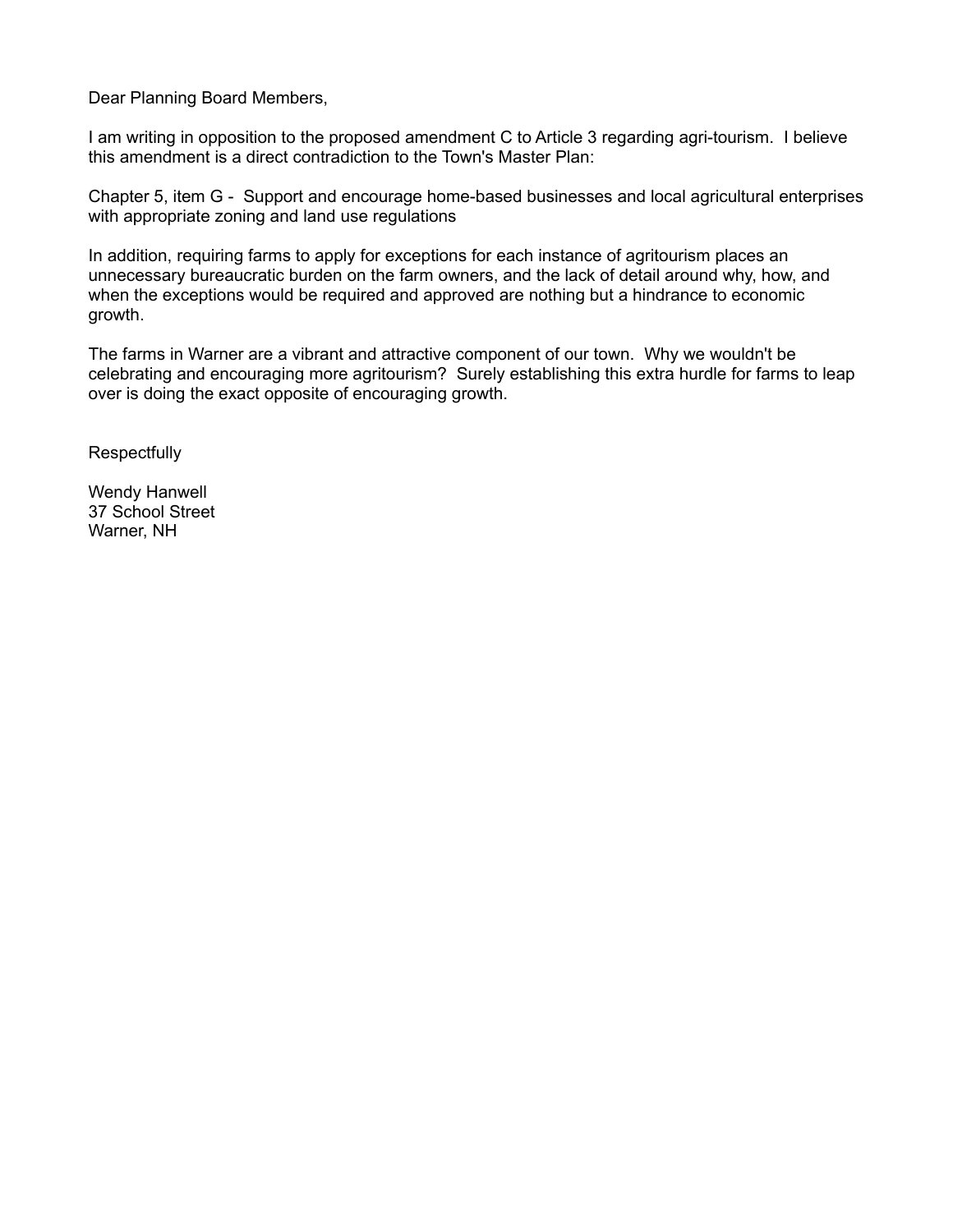Dear Planning Board Members,

I am writing in opposition to the proposed amendment C to Article 3 regarding agri-tourism. I believe this amendment is a direct contradiction to the Town's Master Plan:

Chapter 5, item G - Support and encourage home-based businesses and local agricultural enterprises with appropriate zoning and land use regulations

In addition, requiring farms to apply for exceptions for each instance of agritourism places an unnecessary bureaucratic burden on the farm owners, and the lack of detail around why, how, and when the exceptions would be required and approved are nothing but a hindrance to economic growth.

The farms in Warner are a vibrant and attractive component of our town. Why we wouldn't be celebrating and encouraging more agritourism? Surely establishing this extra hurdle for farms to leap over is doing the exact opposite of encouraging growth.

Respectfully

Wendy Hanwell  
37 School Street  
Warner, NH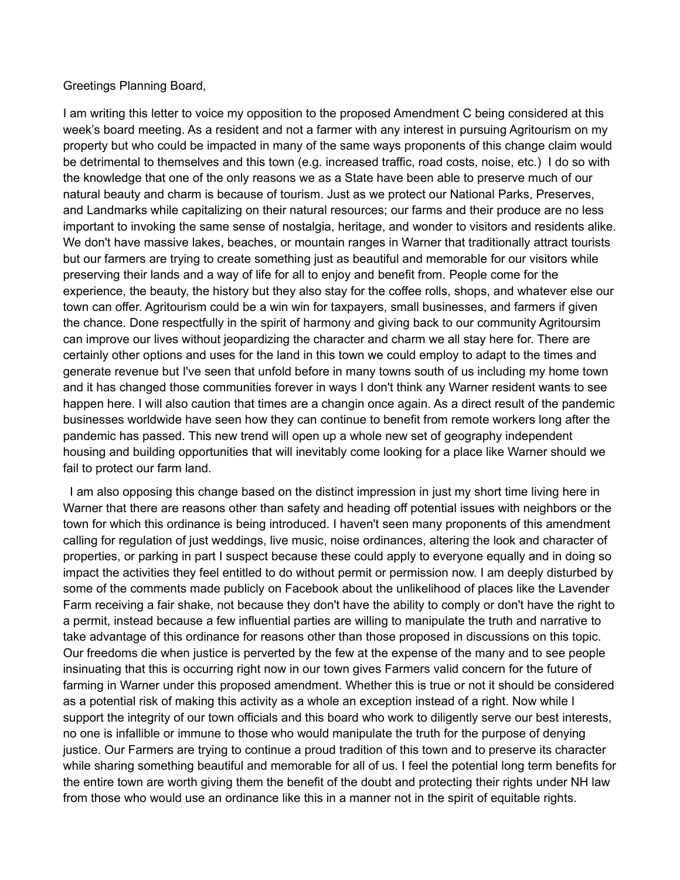Greetings Planning Board,

I am writing this letter to voice my opposition to the proposed Amendment C being considered at this week's board meeting. As a resident and not a farmer with any interest in pursuing Agritourism on my property but who could be impacted in many of the same ways proponents of this change claim would be detrimental to themselves and this town (e.g. increased traffic, road costs, noise, etc.) I do so with the knowledge that one of the only reasons we as a State have been able to preserve much of our natural beauty and charm is because of tourism. Just as we protect our National Parks, Preserves, and Landmarks while capitalizing on their natural resources; our farms and their produce are no less important to invoking the same sense of nostalgia, heritage, and wonder to visitors and residents alike. We don't have massive lakes, beaches, or mountain ranges in Warner that traditionally attract tourists but our farmers are trying to create something just as beautiful and memorable for our visitors while preserving their lands and a way of life for all to enjoy and benefit from. People come for the experience, the beauty, the history but they also stay for the coffee rolls, shops, and whatever else our town can offer. Agritourism could be a win win for taxpayers, small businesses, and farmers if given the chance. Done respectfully in the spirit of harmony and giving back to our community Agritoursim can improve our lives without jeopardizing the character and charm we all stay here for. There are certainly other options and uses for the land in this town we could employ to adapt to the times and generate revenue but I've seen that unfold before in many towns south of us including my home town and it has changed those communities forever in ways I don't think any Warner resident wants to see happen here. I will also caution that times are a changin once again. As a direct result of the pandemic businesses worldwide have seen how they can continue to benefit from remote workers long after the pandemic has passed. This new trend will open up a whole new set of geography independent housing and building opportunities that will inevitably come looking for a place like Warner should we fail to protect our farm land.

I am also opposing this change based on the distinct impression in just my short time living here in Warner that there are reasons other than safety and heading off potential issues with neighbors or the town for which this ordinance is being introduced. I haven't seen many proponents of this amendment calling for regulation of just weddings, live music, noise ordinances, altering the look and character of properties, or parking in part I suspect because these could apply to everyone equally and in doing so impact the activities they feel entitled to do without permit or permission now. I am deeply disturbed by some of the comments made publicly on Facebook about the unlikelihood of places like the Lavender Farm receiving a fair shake, not because they don't have the ability to comply or don't have the right to a permit, instead because a few influential parties are willing to manipulate the truth and narrative to take advantage of this ordinance for reasons other than those proposed in discussions on this topic. Our freedoms die when justice is perverted by the few at the expense of the many and to see people insinuating that this is occurring right now in our town gives Farmers valid concern for the future of farming in Warner under this proposed amendment. Whether this is true or not it should be considered as a potential risk of making this activity as a whole an exception instead of a right. Now while I support the integrity of our town officials and this board who work to diligently serve our best interests, no one is infallible or immune to those who would manipulate the truth for the purpose of denying justice. Our Farmers are trying to continue a proud tradition of this town and to preserve its character while sharing something beautiful and memorable for all of us. I feel the potential long term benefits for the entire town are worth giving them the benefit of the doubt and protecting their rights under NH law from those who would use an ordinance like this in a manner not in the spirit of equitable rights.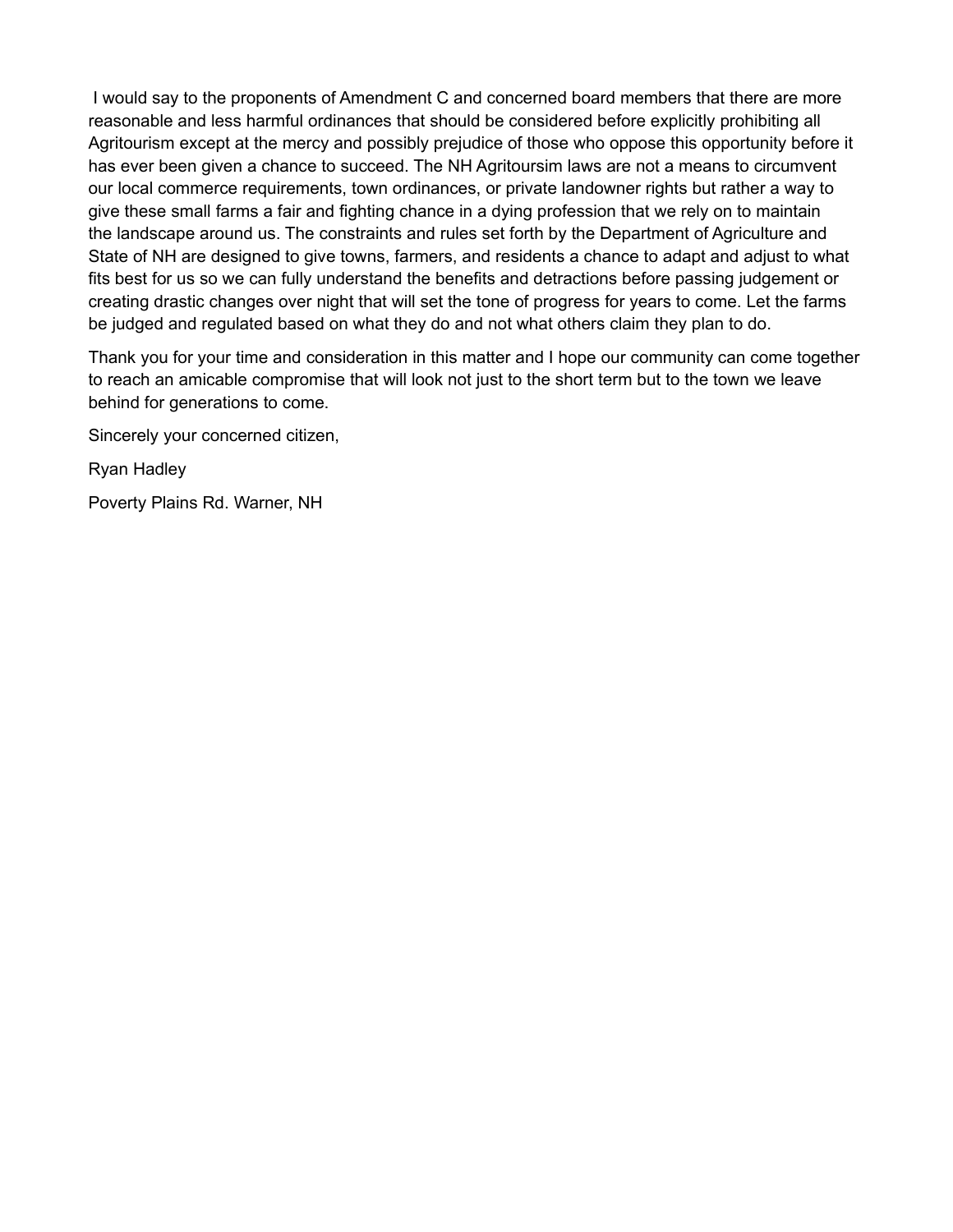I would say to the proponents of Amendment C and concerned board members that there are more reasonable and less harmful ordinances that should be considered before explicitly prohibiting all Agritourism except at the mercy and possibly prejudice of those who oppose this opportunity before it has ever been given a chance to succeed. The NH Agritoursim laws are not a means to circumvent our local commerce requirements, town ordinances, or private landowner rights but rather a way to give these small farms a fair and fighting chance in a dying profession that we rely on to maintain the landscape around us. The constraints and rules set forth by the Department of Agriculture and State of NH are designed to give towns, farmers, and residents a chance to adapt and adjust to what fits best for us so we can fully understand the benefits and detractions before passing judgement or creating drastic changes over night that will set the tone of progress for years to come. Let the farms be judged and regulated based on what they do and not what others claim they plan to do.

Thank you for your time and consideration in this matter and I hope our community can come together to reach an amicable compromise that will look not just to the short term but to the town we leave behind for generations to come.

Sincerely your concerned citizen,

Ryan Hadley

Poverty Plains Rd. Warner, NH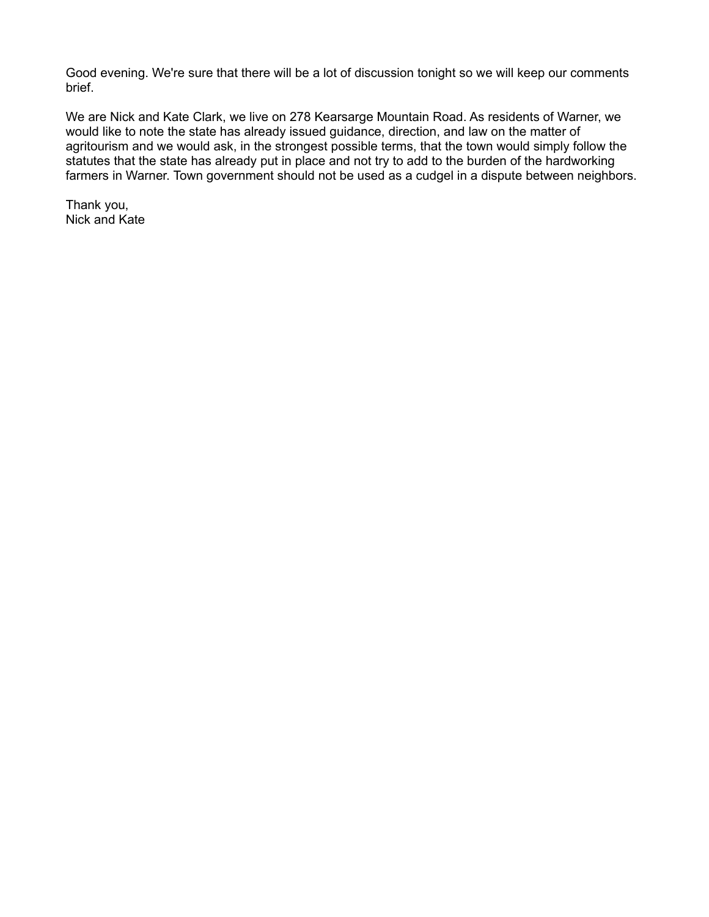Good evening. We're sure that there will be a lot of discussion tonight so we will keep our comments brief.

We are Nick and Kate Clark, we live on 278 Kearsarge Mountain Road. As residents of Warner, we would like to note the state has already issued guidance, direction, and law on the matter of agritourism and we would ask, in the strongest possible terms, that the town would simply follow the statutes that the state has already put in place and not try to add to the burden of the hardworking farmers in Warner. Town government should not be used as a cudgel in a dispute between neighbors.

Thank you,
Nick and Kate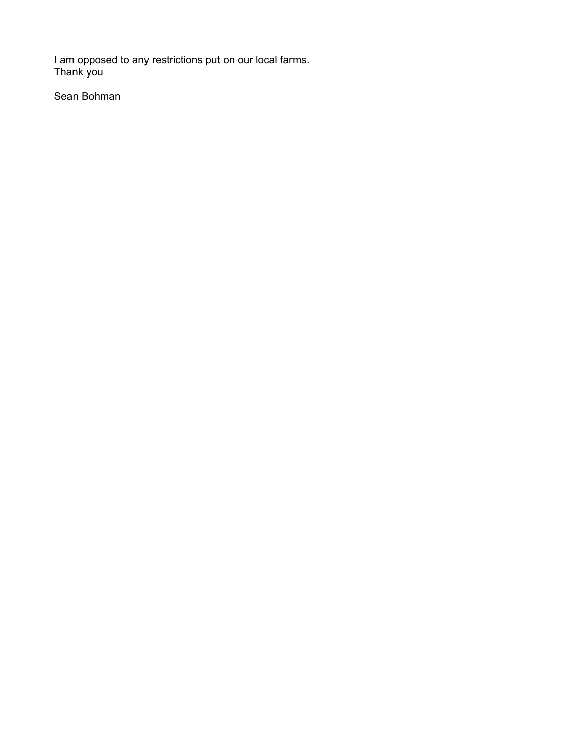I am opposed to any restrictions put on our local farms.
Thank you

Sean Bohman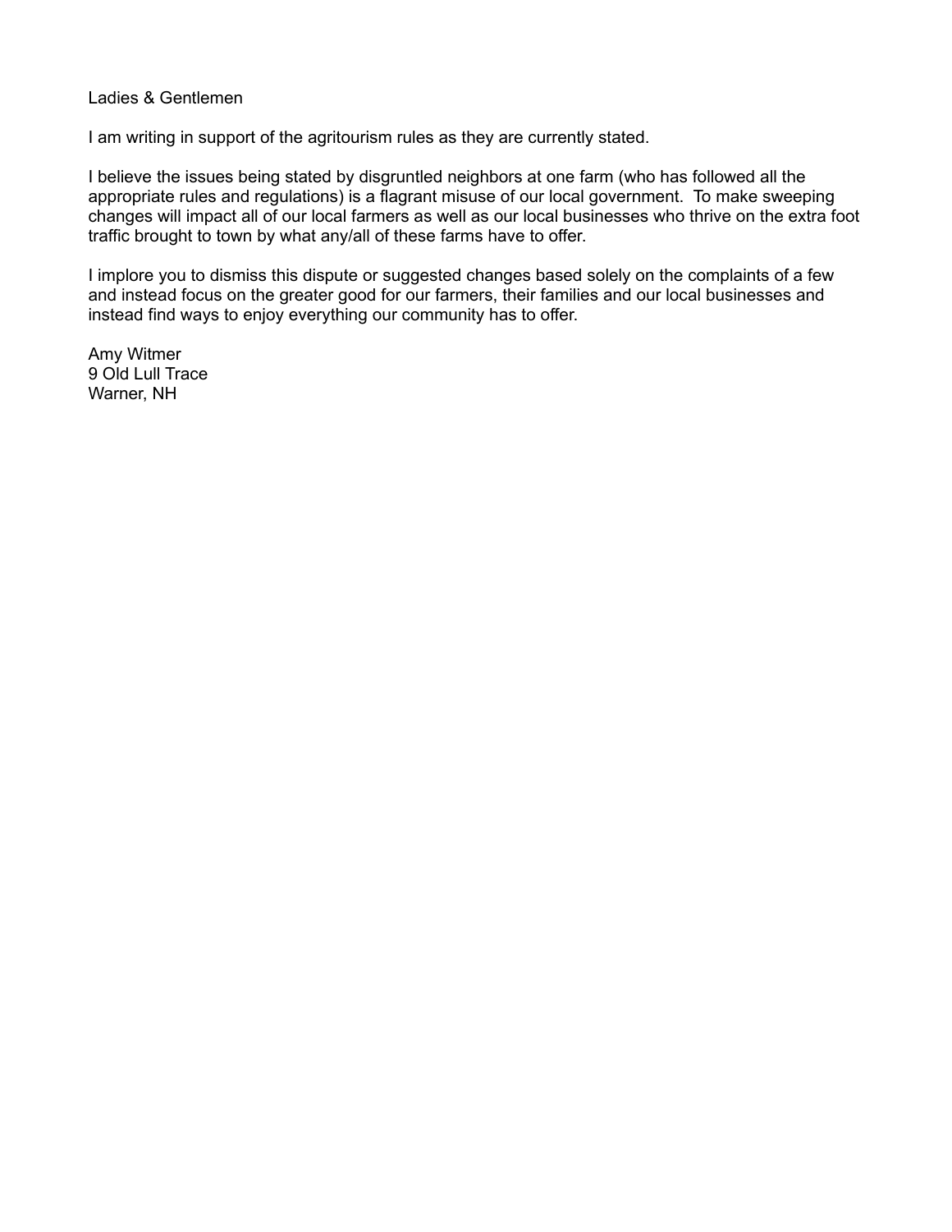Ladies & Gentlemen

I am writing in support of the agritourism rules as they are currently stated.

I believe the issues being stated by disgruntled neighbors at one farm (who has followed all the appropriate rules and regulations) is a flagrant misuse of our local government. To make sweeping changes will impact all of our local farmers as well as our local businesses who thrive on the extra foot traffic brought to town by what any/all of these farms have to offer.

I implore you to dismiss this dispute or suggested changes based solely on the complaints of a few and instead focus on the greater good for our farmers, their families and our local businesses and instead find ways to enjoy everything our community has to offer.

Amy Witmer
9 Old Lull Trace
Warner, NH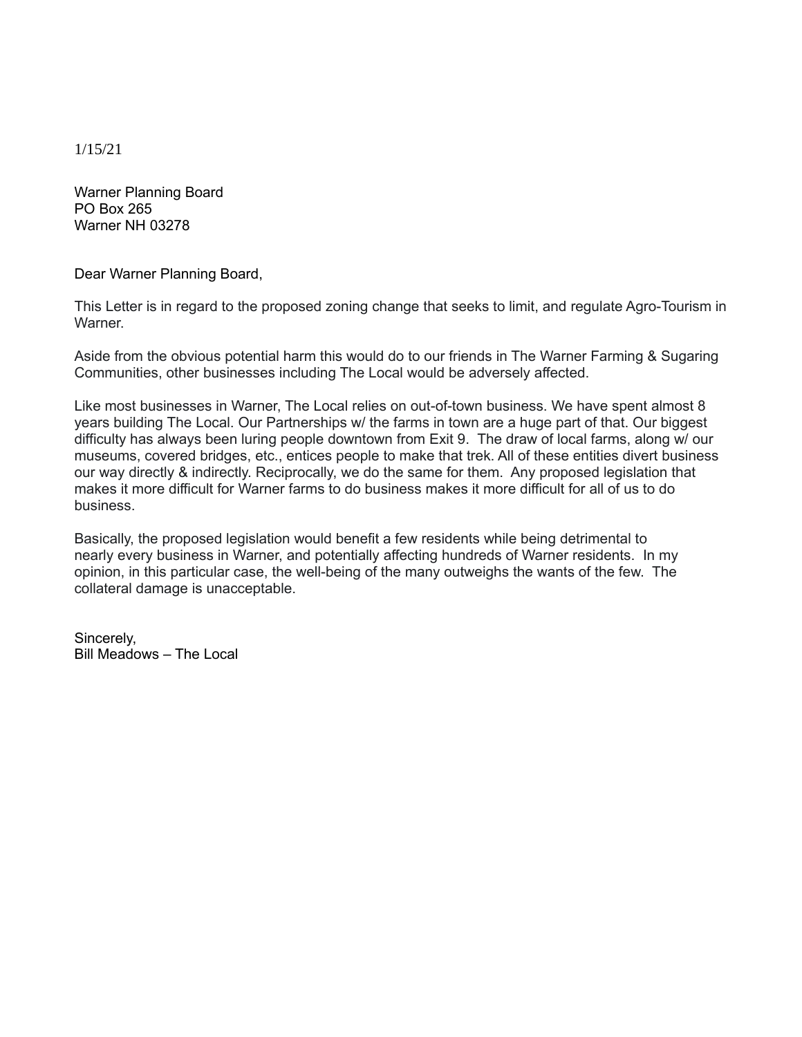1/15/21

Warner Planning Board
PO Box 265
Warner NH 03278

Dear Warner Planning Board,

This Letter is in regard to the proposed zoning change that seeks to limit, and regulate Agro-Tourism in Warner.

Aside from the obvious potential harm this would do to our friends in The Warner Farming & Sugaring Communities, other businesses including The Local would be adversely affected.

Like most businesses in Warner, The Local relies on out-of-town business. We have spent almost 8 years building The Local. Our Partnerships w/ the farms in town are a huge part of that. Our biggest difficulty has always been luring people downtown from Exit 9. The draw of local farms, along w/ our museums, covered bridges, etc., entices people to make that trek. All of these entities divert business our way directly & indirectly. Reciprocally, we do the same for them. Any proposed legislation that makes it more difficult for Warner farms to do business makes it more difficult for all of us to do business.

Basically, the proposed legislation would benefit a few residents while being detrimental to nearly every business in Warner, and potentially affecting hundreds of Warner residents. In my opinion, in this particular case, the well-being of the many outweighs the wants of the few. The collateral damage is unacceptable.

Sincerely,
Bill Meadows – The Local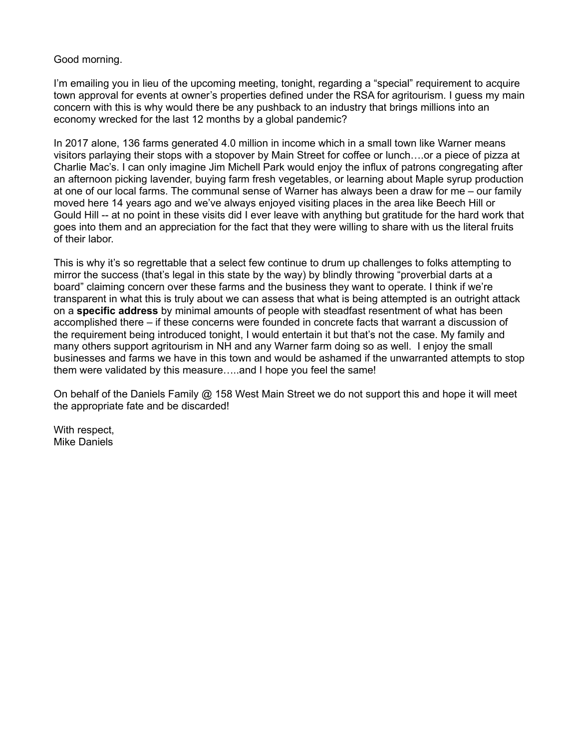Good morning.

I'm emailing you in lieu of the upcoming meeting, tonight, regarding a "special" requirement to acquire town approval for events at owner's properties defined under the RSA for agritourism. I guess my main concern with this is why would there be any pushback to an industry that brings millions into an economy wrecked for the last 12 months by a global pandemic?

In 2017 alone, 136 farms generated 4.0 million in income which in a small town like Warner means visitors parlaying their stops with a stopover by Main Street for coffee or lunch….or a piece of pizza at Charlie Mac's. I can only imagine Jim Michell Park would enjoy the influx of patrons congregating after an afternoon picking lavender, buying farm fresh vegetables, or learning about Maple syrup production at one of our local farms. The communal sense of Warner has always been a draw for me – our family moved here 14 years ago and we've always enjoyed visiting places in the area like Beech Hill or Gould Hill -- at no point in these visits did I ever leave with anything but gratitude for the hard work that goes into them and an appreciation for the fact that they were willing to share with us the literal fruits of their labor.

This is why it's so regrettable that a select few continue to drum up challenges to folks attempting to mirror the success (that's legal in this state by the way) by blindly throwing "proverbial darts at a board" claiming concern over these farms and the business they want to operate. I think if we're transparent in what this is truly about we can assess that what is being attempted is an outright attack on a **specific address** by minimal amounts of people with steadfast resentment of what has been accomplished there – if these concerns were founded in concrete facts that warrant a discussion of the requirement being introduced tonight, I would entertain it but that's not the case. My family and many others support agritourism in NH and any Warner farm doing so as well. I enjoy the small businesses and farms we have in this town and would be ashamed if the unwarranted attempts to stop them were validated by this measure…..and I hope you feel the same!

On behalf of the Daniels Family @ 158 West Main Street we do not support this and hope it will meet the appropriate fate and be discarded!

With respect,
Mike Daniels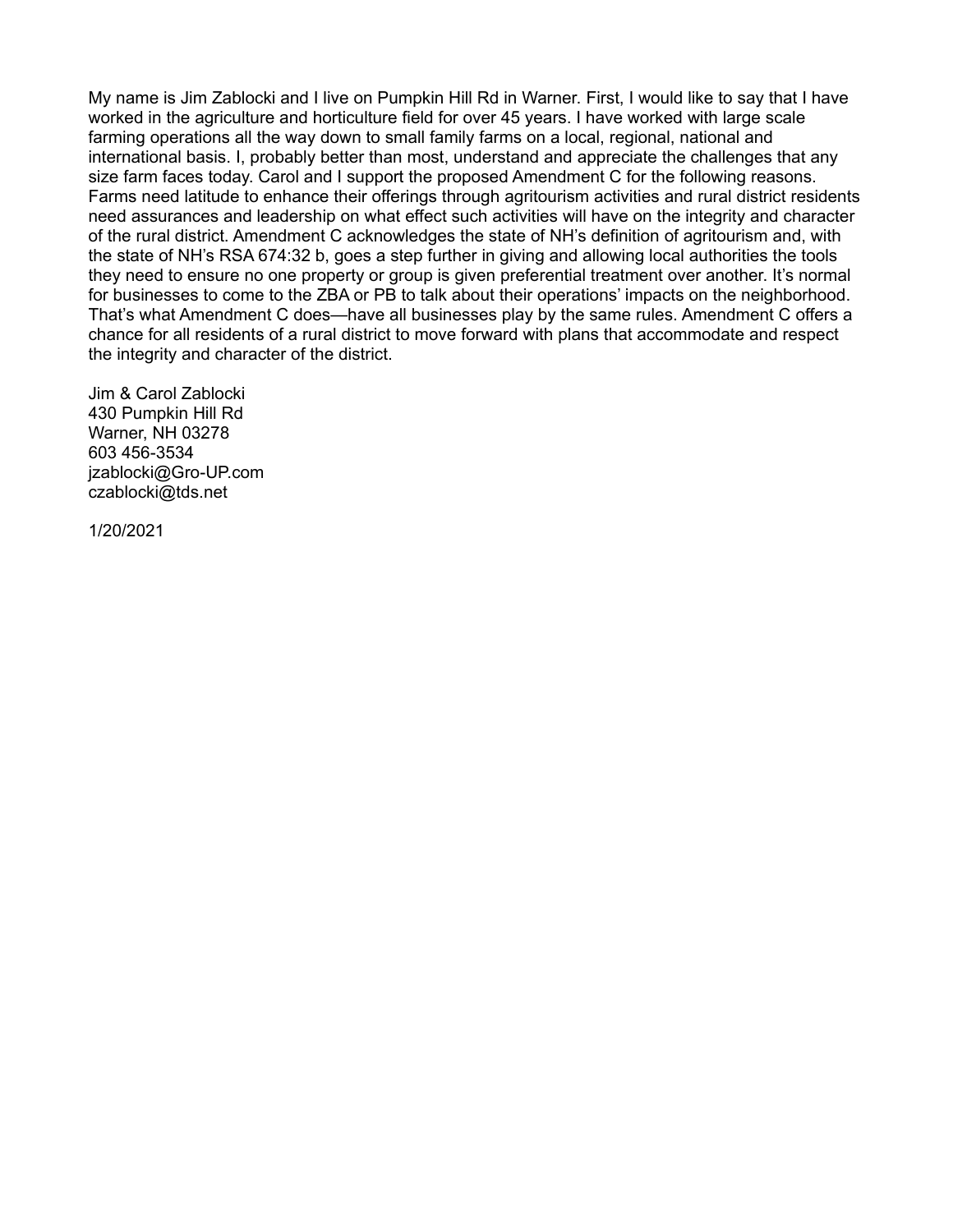My name is Jim Zablocki and I live on Pumpkin Hill Rd in Warner. First, I would like to say that I have worked in the agriculture and horticulture field for over 45 years. I have worked with large scale farming operations all the way down to small family farms on a local, regional, national and international basis. I, probably better than most, understand and appreciate the challenges that any size farm faces today. Carol and I support the proposed Amendment C for the following reasons. Farms need latitude to enhance their offerings through agritourism activities and rural district residents need assurances and leadership on what effect such activities will have on the integrity and character of the rural district. Amendment C acknowledges the state of NH's definition of agritourism and, with the state of NH's RSA 674:32 b, goes a step further in giving and allowing local authorities the tools they need to ensure no one property or group is given preferential treatment over another. It's normal for businesses to come to the ZBA or PB to talk about their operations' impacts on the neighborhood. That's what Amendment C does—have all businesses play by the same rules. Amendment C offers a chance for all residents of a rural district to move forward with plans that accommodate and respect the integrity and character of the district.

Jim & Carol Zablocki
430 Pumpkin Hill Rd
Warner, NH 03278
603 456-3534
jzablocki@Gro-UP.com
czablocki@tds.net

1/20/2021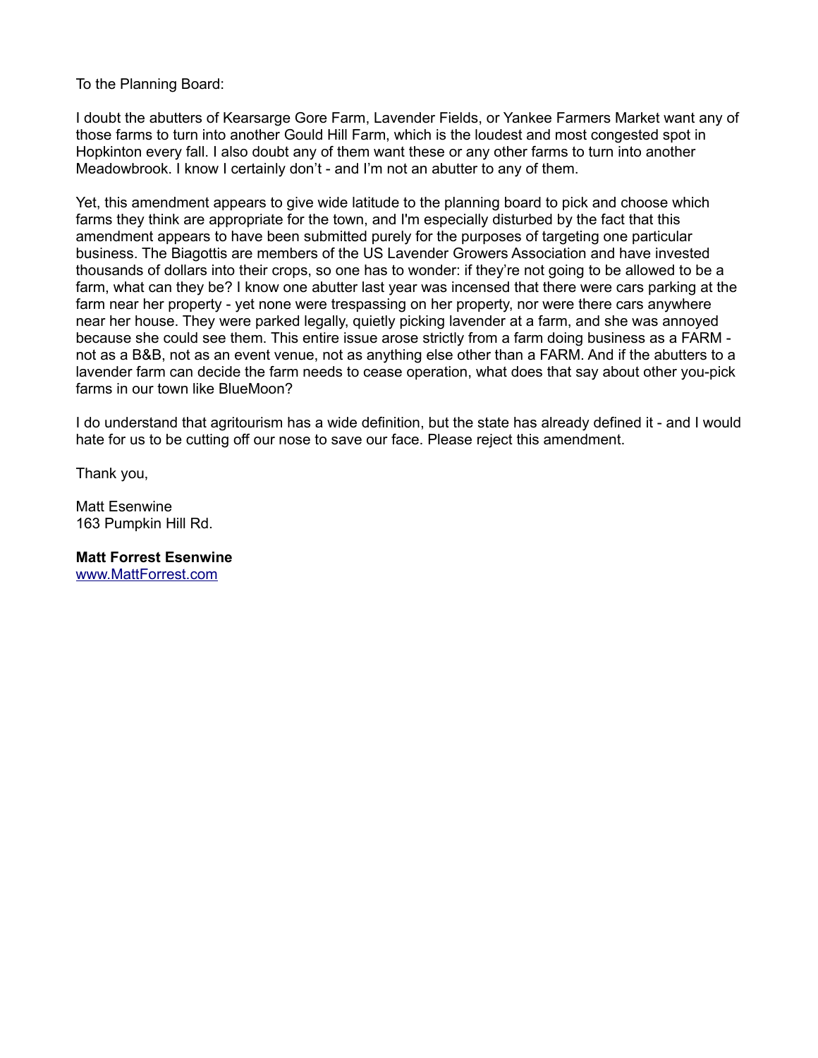To the Planning Board:

I doubt the abutters of Kearsarge Gore Farm, Lavender Fields, or Yankee Farmers Market want any of those farms to turn into another Gould Hill Farm, which is the loudest and most congested spot in Hopkinton every fall. I also doubt any of them want these or any other farms to turn into another Meadowbrook. I know I certainly don't - and I'm not an abutter to any of them.

Yet, this amendment appears to give wide latitude to the planning board to pick and choose which farms they think are appropriate for the town, and I'm especially disturbed by the fact that this amendment appears to have been submitted purely for the purposes of targeting one particular business. The Biagottis are members of the US Lavender Growers Association and have invested thousands of dollars into their crops, so one has to wonder: if they're not going to be allowed to be a farm, what can they be? I know one abutter last year was incensed that there were cars parking at the farm near her property - yet none were trespassing on her property, nor were there cars anywhere near her house. They were parked legally, quietly picking lavender at a farm, and she was annoyed because she could see them. This entire issue arose strictly from a farm doing business as a FARM - not as a B&B, not as an event venue, not as anything else other than a FARM. And if the abutters to a lavender farm can decide the farm needs to cease operation, what does that say about other you-pick farms in our town like BlueMoon?

I do understand that agritourism has a wide definition, but the state has already defined it - and I would hate for us to be cutting off our nose to save our face. Please reject this amendment.

Thank you,

Matt Esenwine
163 Pumpkin Hill Rd.

**Matt Forrest Esenwine**
[www.MattForrest.com](http://www.MattForrest.com)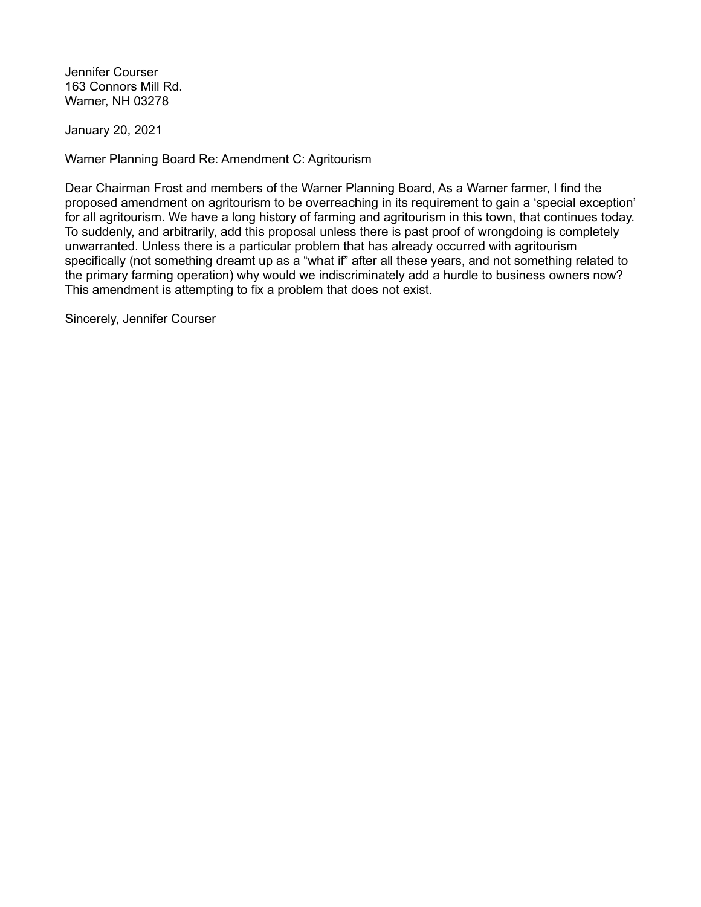Jennifer Courser
163 Connors Mill Rd.
Warner, NH 03278

January 20, 2021

Warner Planning Board Re: Amendment C: Agritourism

Dear Chairman Frost and members of the Warner Planning Board, As a Warner farmer, I find the proposed amendment on agritourism to be overreaching in its requirement to gain a 'special exception' for all agritourism. We have a long history of farming and agritourism in this town, that continues today. To suddenly, and arbitrarily, add this proposal unless there is past proof of wrongdoing is completely unwarranted. Unless there is a particular problem that has already occurred with agritourism specifically (not something dreamt up as a "what if" after all these years, and not something related to the primary farming operation) why would we indiscriminately add a hurdle to business owners now? This amendment is attempting to fix a problem that does not exist.

Sincerely, Jennifer Courser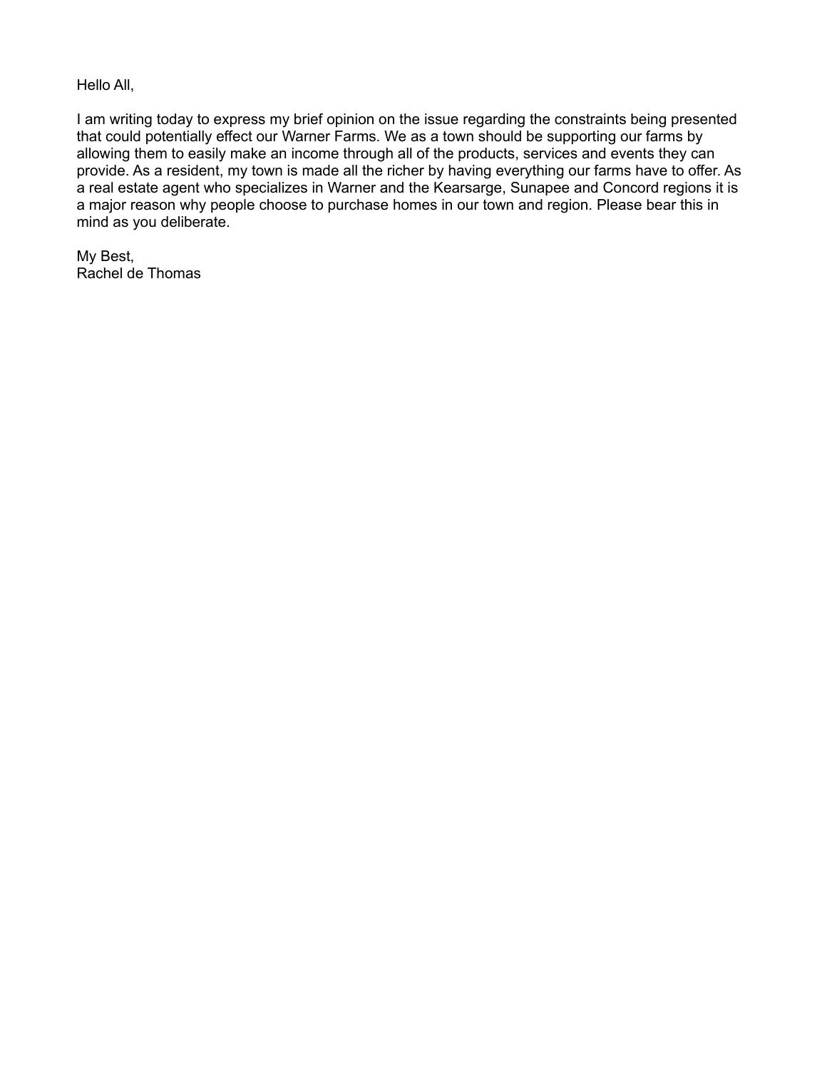Hello All,

I am writing today to express my brief opinion on the issue regarding the constraints being presented that could potentially effect our Warner Farms. We as a town should be supporting our farms by allowing them to easily make an income through all of the products, services and events they can provide. As a resident, my town is made all the richer by having everything our farms have to offer. As a real estate agent who specializes in Warner and the Kearsarge, Sunapee and Concord regions it is a major reason why people choose to purchase homes in our town and region. Please bear this in mind as you deliberate.

My Best,
Rachel de Thomas